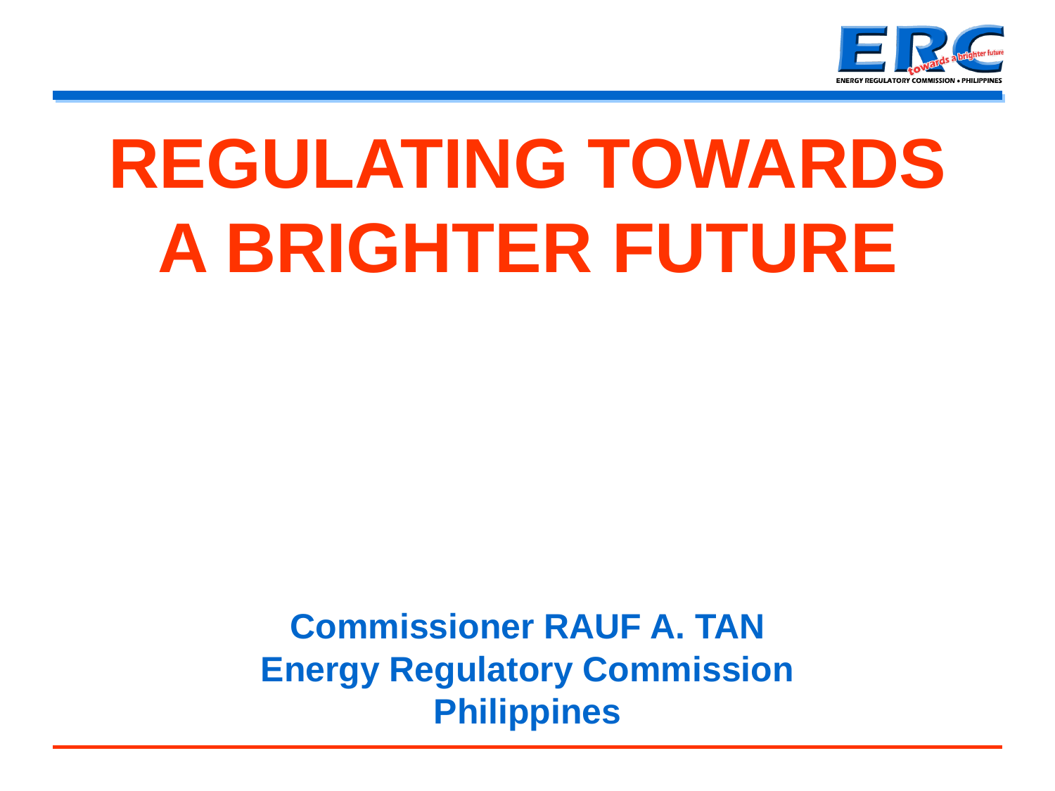# REGULATING TOWARDS A BRIGHTER FUTURE

**Commissioner RAUF A. TAN**
**Energy Regulatory Commission**
**Philippines**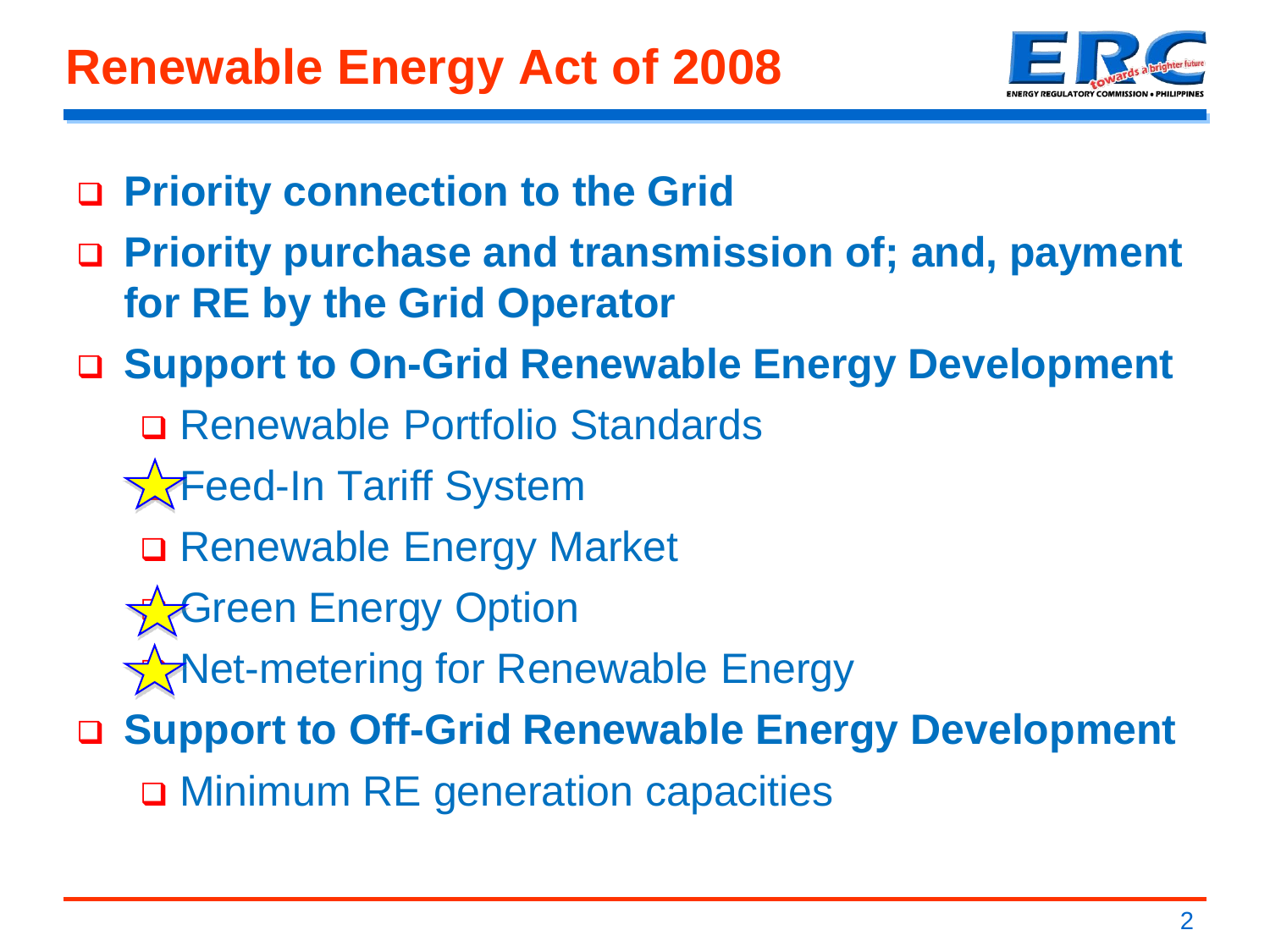# Renewable Energy Act of 2008

- **Priority connection to the Grid**
- **Priority purchase and transmission of; and, payment for RE by the Grid Operator**
- **Support to On-Grid Renewable Energy Development**
  - Renewable Portfolio Standards
  - Feed-In Tariff System
  - Renewable Energy Market
  - Green Energy Option
  - Net-metering for Renewable Energy
- **Support to Off-Grid Renewable Energy Development**
  - Minimum RE generation capacities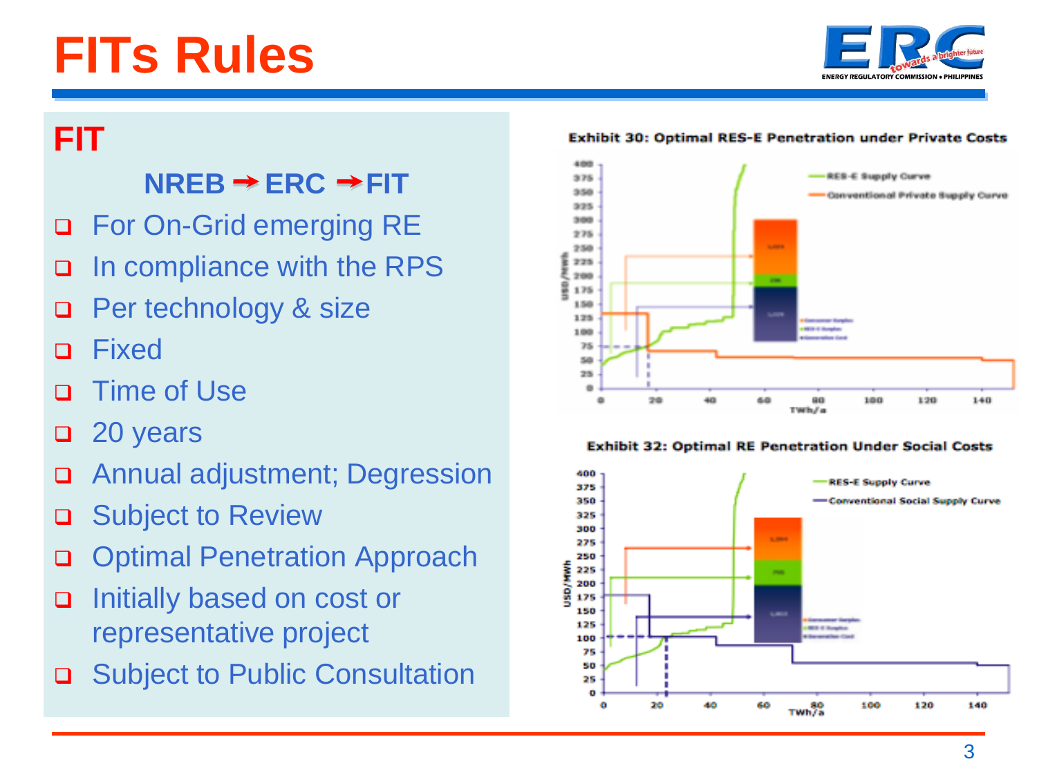# FITs Rules

## FIT

**NREB → ERC → FIT**

- For On-Grid emerging RE
- In compliance with the RPS
- Per technology & size
- Fixed
- Time of Use
- 20 years
- Annual adjustment; Degression
- Subject to Review
- Optimal Penetration Approach
- Initially based on cost or representative project
- Subject to Public Consultation

**Exhibit 30: Optimal RES-E Penetration under Private Costs**

**Exhibit 32: Optimal RE Penetration Under Social Costs**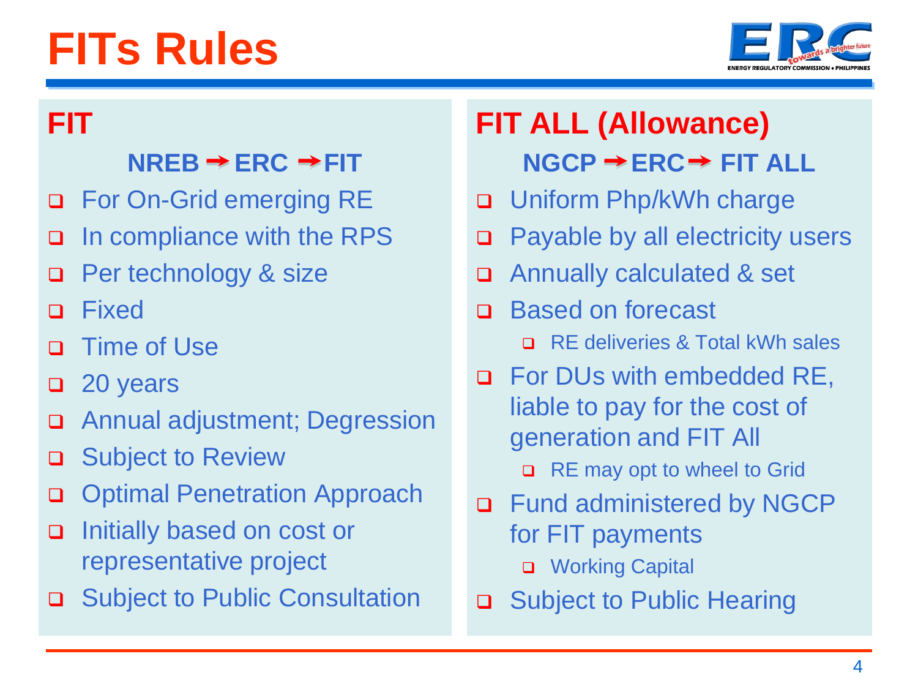# FITs Rules

## FIT

**NREB → ERC → FIT**

- For On-Grid emerging RE
- In compliance with the RPS
- Per technology & size
- Fixed
- Time of Use
- 20 years
- Annual adjustment; Degression
- Subject to Review
- Optimal Penetration Approach
- Initially based on cost or representative project
- Subject to Public Consultation

## FIT ALL (Allowance)

**NGCP → ERC → FIT ALL**

- Uniform Php/kWh charge
- Payable by all electricity users
- Annually calculated & set
- Based on forecast
  - RE deliveries & Total kWh sales
- For DUs with embedded RE, liable to pay for the cost of generation and FIT All
  - RE may opt to wheel to Grid
- Fund administered by NGCP for FIT payments
  - Working Capital
- Subject to Public Hearing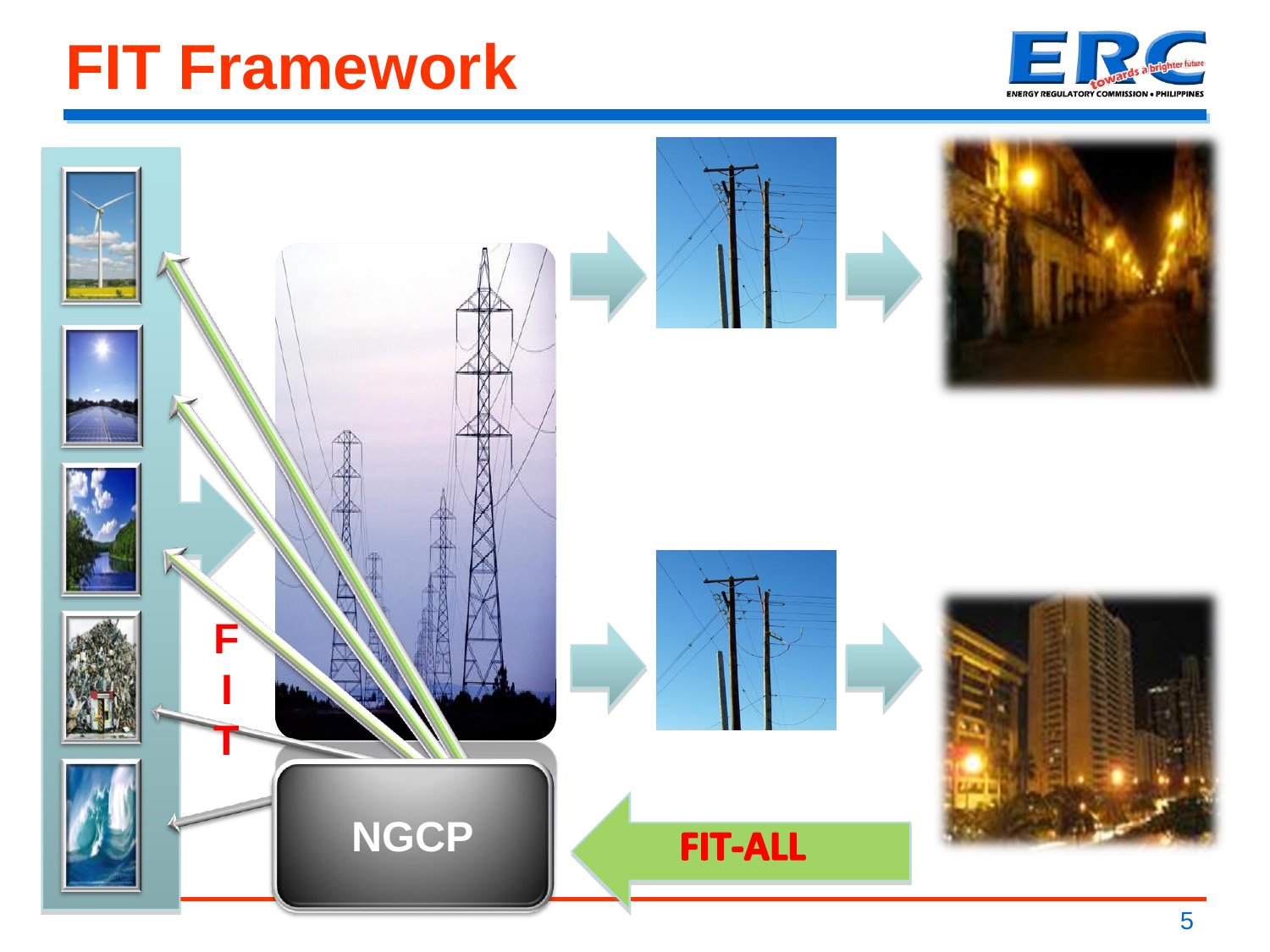# FIT Framework

F
I
T

NGCP

FIT-ALL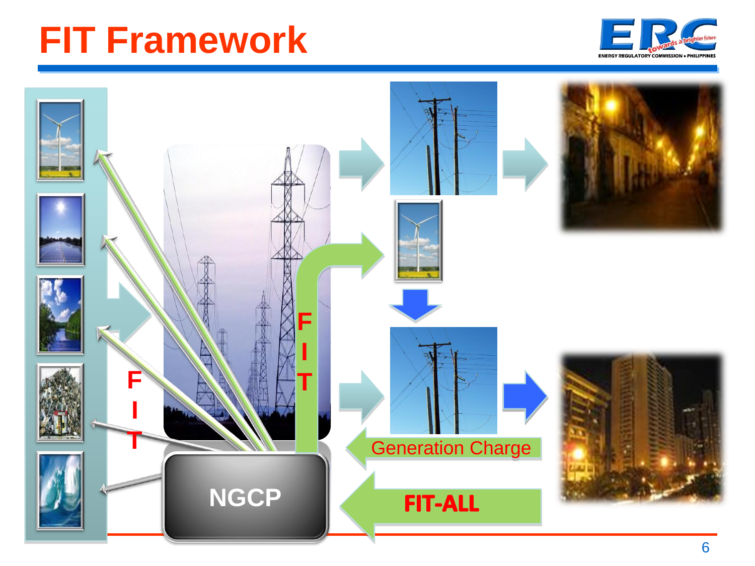# FIT Framework

ENERGY REGULATORY COMMISSION • PHILIPPINES

F I T

NGCP

F I T

Generation Charge

FIT-ALL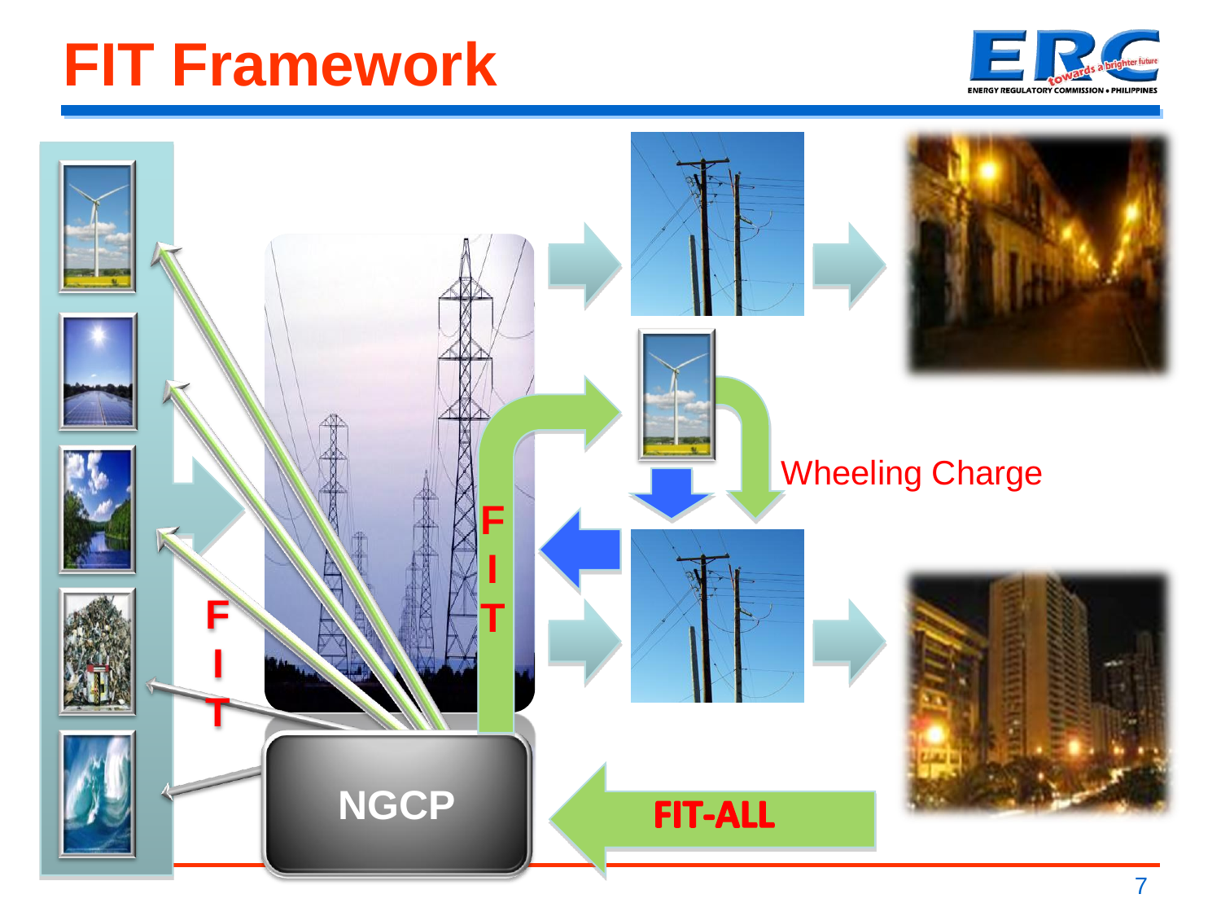# FIT Framework

Wheeling Charge

F I T

F I T

NGCP

FIT-ALL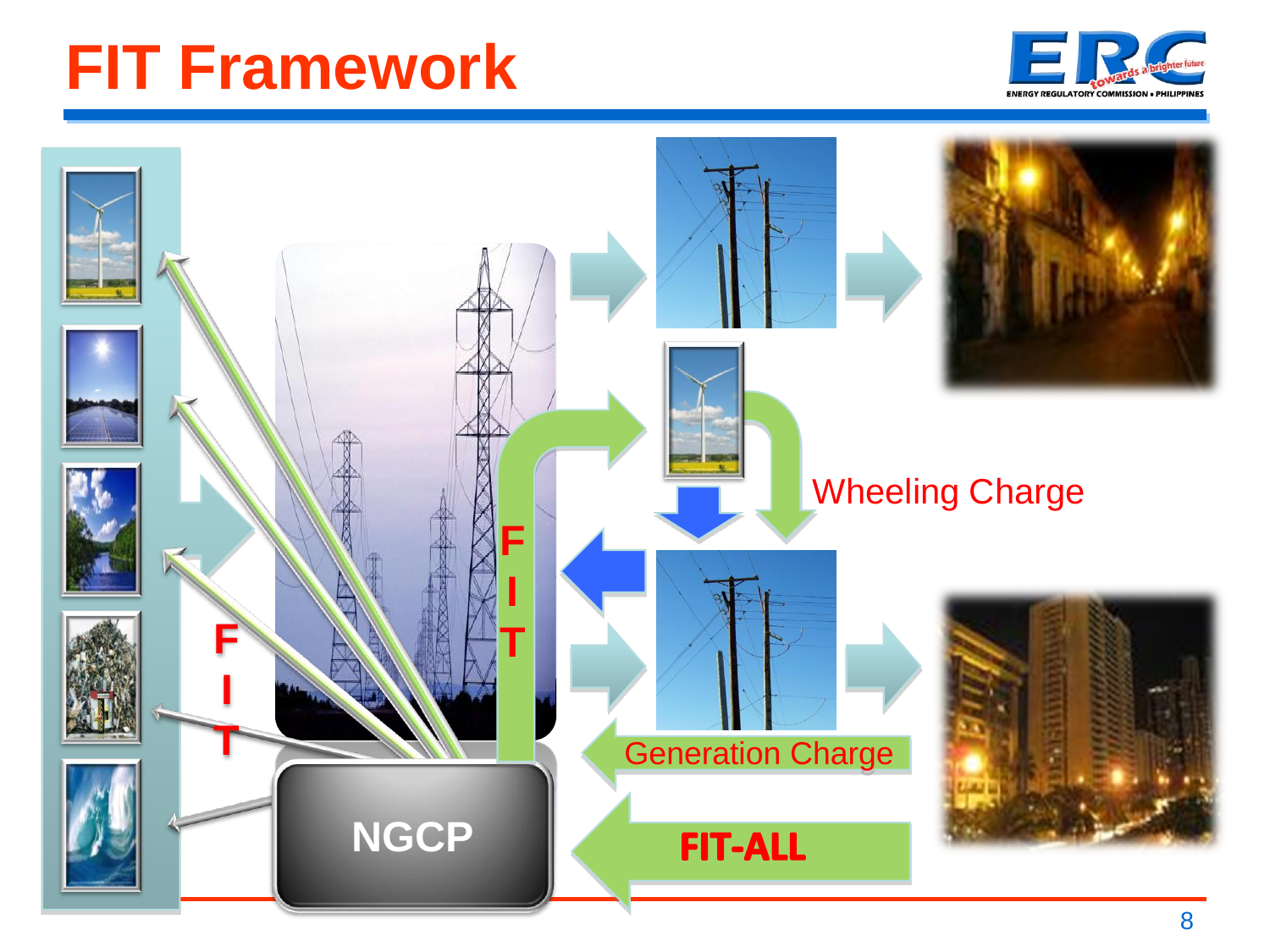# FIT Framework

Wheeling Charge

Generation Charge

FIT-ALL

NGCP

FIT

FIT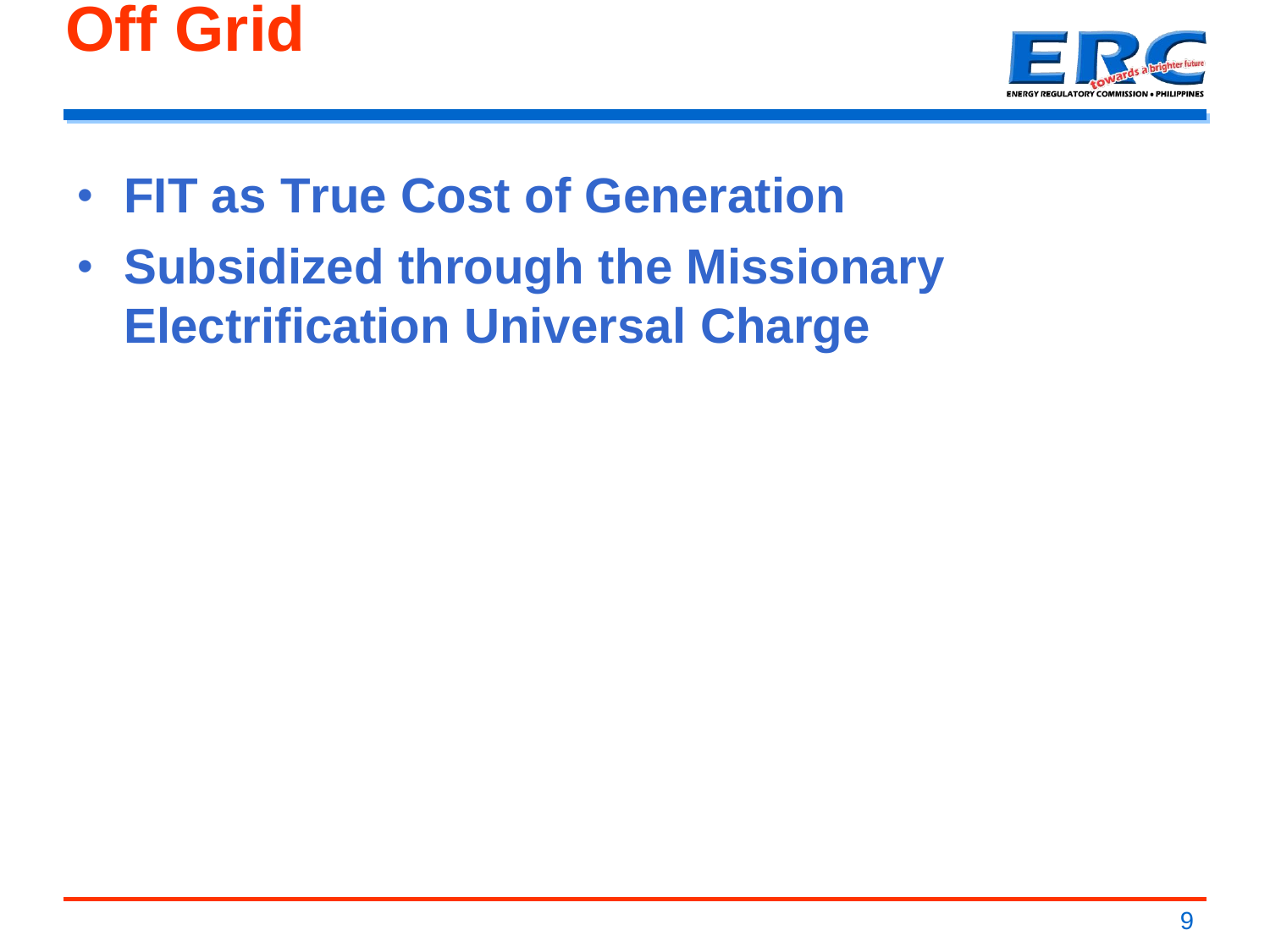# Off Grid

- **FIT as True Cost of Generation**
- **Subsidized through the Missionary Electrification Universal Charge**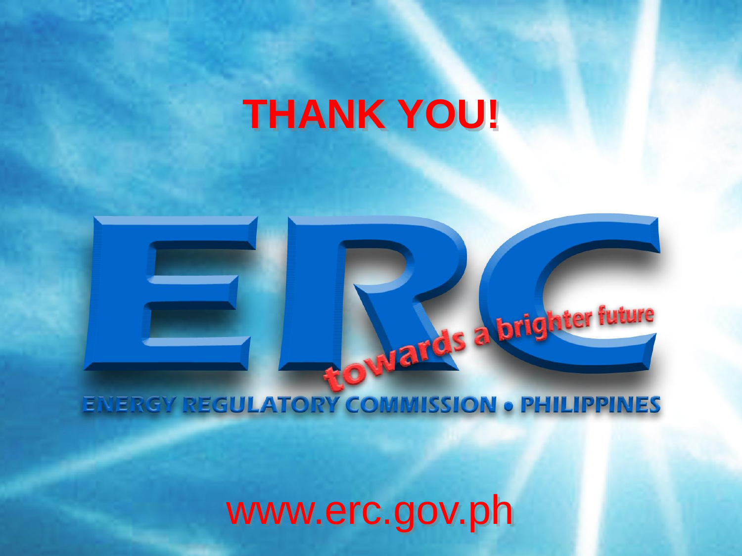# THANK YOU!

ERC

towards a brighter future

ENERGY REGULATORY COMMISSION • PHILIPPINES

www.erc.gov.ph